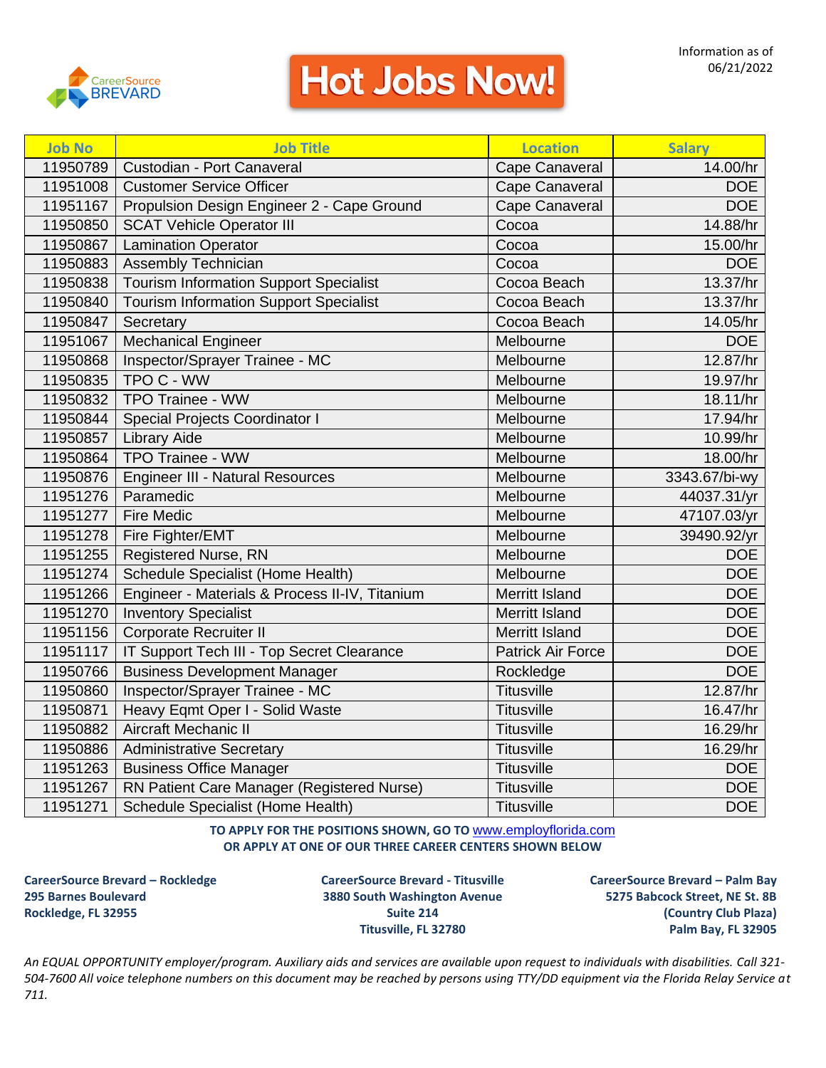CareerSource BREVARD

# Hot Jobs Now!

Information as of 06/21/2022

| Job No | Job Title | Location | Salary |
|---|---|---|---|
| 11950789 | Custodian - Port Canaveral | Cape Canaveral | 14.00/hr |
| 11951008 | Customer Service Officer | Cape Canaveral | DOE |
| 11951167 | Propulsion Design Engineer 2 - Cape Ground | Cape Canaveral | DOE |
| 11950850 | SCAT Vehicle Operator III | Cocoa | 14.88/hr |
| 11950867 | Lamination Operator | Cocoa | 15.00/hr |
| 11950883 | Assembly Technician | Cocoa | DOE |
| 11950838 | Tourism Information Support Specialist | Cocoa Beach | 13.37/hr |
| 11950840 | Tourism Information Support Specialist | Cocoa Beach | 13.37/hr |
| 11950847 | Secretary | Cocoa Beach | 14.05/hr |
| 11951067 | Mechanical Engineer | Melbourne | DOE |
| 11950868 | Inspector/Sprayer Trainee - MC | Melbourne | 12.87/hr |
| 11950835 | TPO C - WW | Melbourne | 19.97/hr |
| 11950832 | TPO Trainee - WW | Melbourne | 18.11/hr |
| 11950844 | Special Projects Coordinator I | Melbourne | 17.94/hr |
| 11950857 | Library Aide | Melbourne | 10.99/hr |
| 11950864 | TPO Trainee - WW | Melbourne | 18.00/hr |
| 11950876 | Engineer III - Natural Resources | Melbourne | 3343.67/bi-wy |
| 11951276 | Paramedic | Melbourne | 44037.31/yr |
| 11951277 | Fire Medic | Melbourne | 47107.03/yr |
| 11951278 | Fire Fighter/EMT | Melbourne | 39490.92/yr |
| 11951255 | Registered Nurse, RN | Melbourne | DOE |
| 11951274 | Schedule Specialist (Home Health) | Melbourne | DOE |
| 11951266 | Engineer - Materials & Process II-IV, Titanium | Merritt Island | DOE |
| 11951270 | Inventory Specialist | Merritt Island | DOE |
| 11951156 | Corporate Recruiter II | Merritt Island | DOE |
| 11951117 | IT Support Tech III - Top Secret Clearance | Patrick Air Force | DOE |
| 11950766 | Business Development Manager | Rockledge | DOE |
| 11950860 | Inspector/Sprayer Trainee - MC | Titusville | 12.87/hr |
| 11950871 | Heavy Eqmt Oper I - Solid Waste | Titusville | 16.47/hr |
| 11950882 | Aircraft Mechanic II | Titusville | 16.29/hr |
| 11950886 | Administrative Secretary | Titusville | 16.29/hr |
| 11951263 | Business Office Manager | Titusville | DOE |
| 11951267 | RN Patient Care Manager (Registered Nurse) | Titusville | DOE |
| 11951271 | Schedule Specialist (Home Health) | Titusville | DOE |

**TO APPLY FOR THE POSITIONS SHOWN, GO TO** www.employflorida.com
**OR APPLY AT ONE OF OUR THREE CAREER CENTERS SHOWN BELOW**

**CareerSource Brevard – Rockledge**
**295 Barnes Boulevard**
**Rockledge, FL 32955**

**CareerSource Brevard - Titusville**
**3880 South Washington Avenue**
**Suite 214**
**Titusville, FL 32780**

**CareerSource Brevard – Palm Bay**
**5275 Babcock Street, NE St. 8B**
**(Country Club Plaza)**
**Palm Bay, FL 32905**

*An EQUAL OPPORTUNITY employer/program. Auxiliary aids and services are available upon request to individuals with disabilities. Call 321-504-7600 All voice telephone numbers on this document may be reached by persons using TTY/DD equipment via the Florida Relay Service at 711.*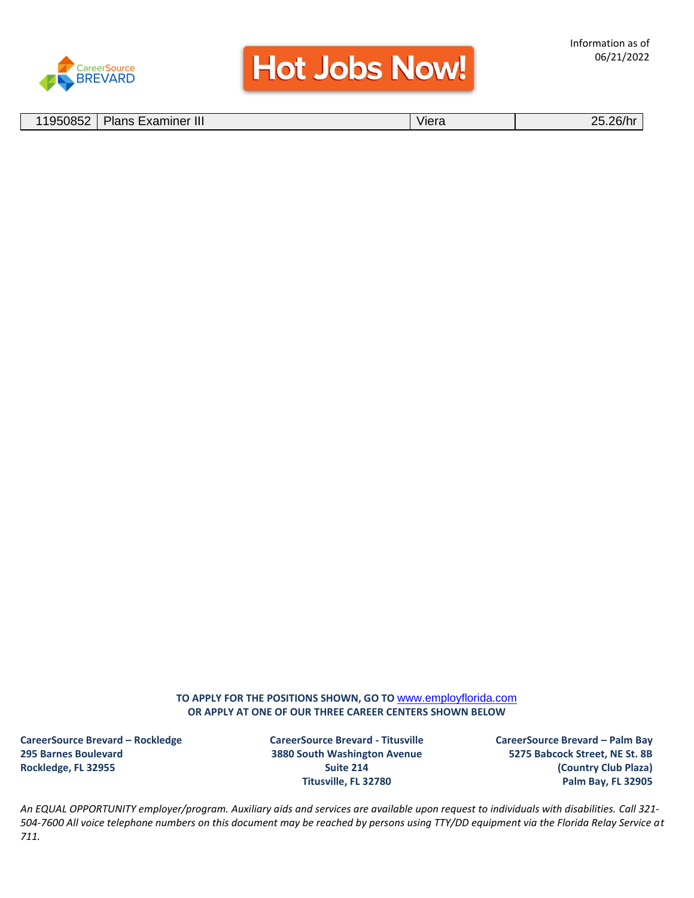Information as of 06/21/2022

# Hot Jobs Now!

| | | | |
|---|---|---|---|
| 11950852 | Plans Examiner III | Viera | 25.26/hr |

**TO APPLY FOR THE POSITIONS SHOWN, GO TO** www.employflorida.com
**OR APPLY AT ONE OF OUR THREE CAREER CENTERS SHOWN BELOW**

**CareerSource Brevard – Rockledge**
**295 Barnes Boulevard**
**Rockledge, FL 32955**

**CareerSource Brevard - Titusville**
**3880 South Washington Avenue**
**Suite 214**
**Titusville, FL 32780**

**CareerSource Brevard – Palm Bay**
**5275 Babcock Street, NE St. 8B**
**(Country Club Plaza)**
**Palm Bay, FL 32905**

*An EQUAL OPPORTUNITY employer/program. Auxiliary aids and services are available upon request to individuals with disabilities. Call 321-504-7600 All voice telephone numbers on this document may be reached by persons using TTY/DD equipment via the Florida Relay Service at 711.*